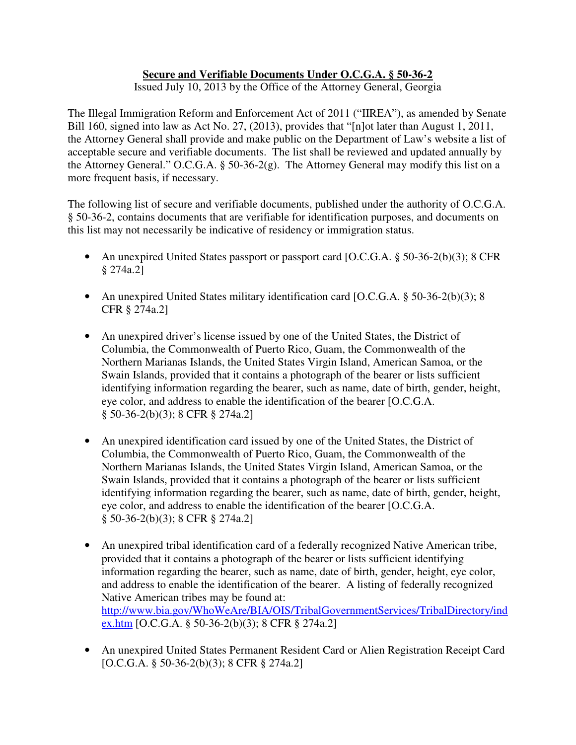**Secure and Verifiable Documents Under O.C.G.A. § 50-36-2**

Issued July 10, 2013 by the Office of the Attorney General, Georgia

The Illegal Immigration Reform and Enforcement Act of 2011 ("IIREA"), as amended by Senate Bill 160, signed into law as Act No. 27, (2013), provides that "[n]ot later than August 1, 2011, the Attorney General shall provide and make public on the Department of Law's website a list of acceptable secure and verifiable documents. The list shall be reviewed and updated annually by the Attorney General." O.C.G.A. § 50-36-2(g). The Attorney General may modify this list on a more frequent basis, if necessary.

The following list of secure and verifiable documents, published under the authority of O.C.G.A. § 50-36-2, contains documents that are verifiable for identification purposes, and documents on this list may not necessarily be indicative of residency or immigration status.

- An unexpired United States passport or passport card [O.C.G.A. § 50-36-2(b)(3); 8 CFR § 274a.2]

- An unexpired United States military identification card [O.C.G.A. § 50-36-2(b)(3); 8 CFR § 274a.2]

- An unexpired driver's license issued by one of the United States, the District of Columbia, the Commonwealth of Puerto Rico, Guam, the Commonwealth of the Northern Marianas Islands, the United States Virgin Island, American Samoa, or the Swain Islands, provided that it contains a photograph of the bearer or lists sufficient identifying information regarding the bearer, such as name, date of birth, gender, height, eye color, and address to enable the identification of the bearer [O.C.G.A. § 50-36-2(b)(3); 8 CFR § 274a.2]

- An unexpired identification card issued by one of the United States, the District of Columbia, the Commonwealth of Puerto Rico, Guam, the Commonwealth of the Northern Marianas Islands, the United States Virgin Island, American Samoa, or the Swain Islands, provided that it contains a photograph of the bearer or lists sufficient identifying information regarding the bearer, such as name, date of birth, gender, height, eye color, and address to enable the identification of the bearer [O.C.G.A. § 50-36-2(b)(3); 8 CFR § 274a.2]

- An unexpired tribal identification card of a federally recognized Native American tribe, provided that it contains a photograph of the bearer or lists sufficient identifying information regarding the bearer, such as name, date of birth, gender, height, eye color, and address to enable the identification of the bearer. A listing of federally recognized Native American tribes may be found at: http://www.bia.gov/WhoWeAre/BIA/OIS/TribalGovernmentServices/TribalDirectory/index.htm [O.C.G.A. § 50-36-2(b)(3); 8 CFR § 274a.2]

- An unexpired United States Permanent Resident Card or Alien Registration Receipt Card [O.C.G.A. § 50-36-2(b)(3); 8 CFR § 274a.2]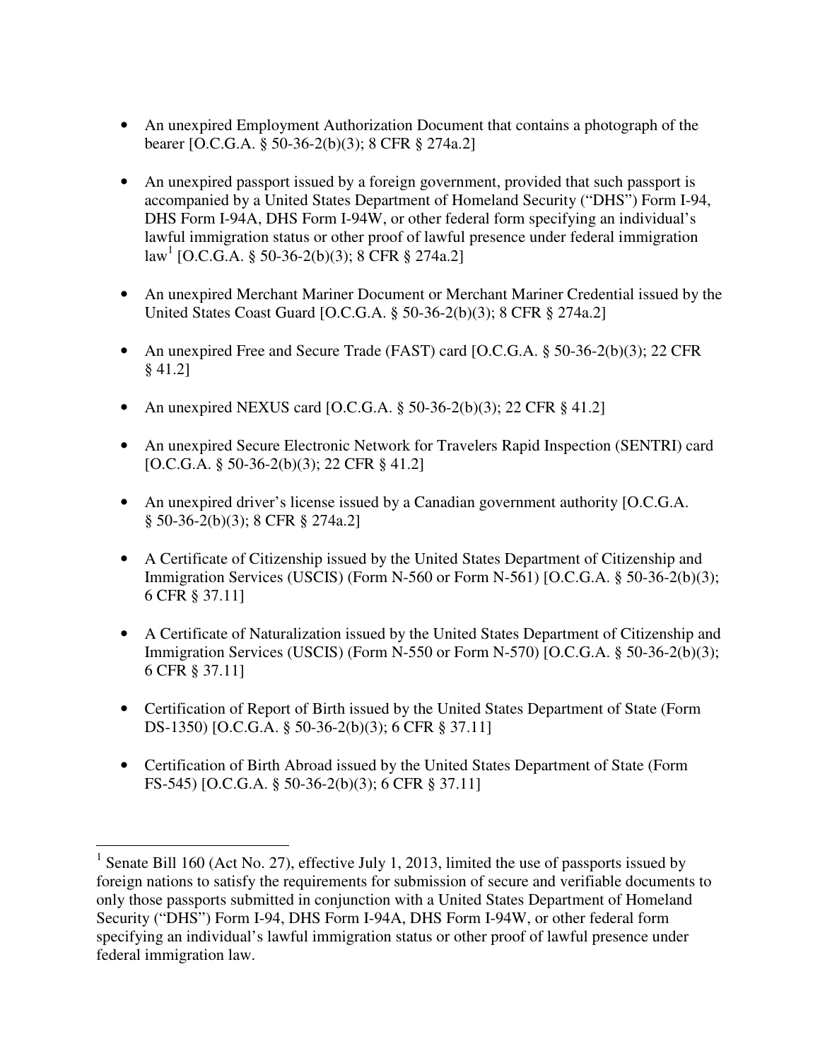- An unexpired Employment Authorization Document that contains a photograph of the bearer [O.C.G.A. § 50-36-2(b)(3); 8 CFR § 274a.2]

- An unexpired passport issued by a foreign government, provided that such passport is accompanied by a United States Department of Homeland Security ("DHS") Form I-94, DHS Form I-94A, DHS Form I-94W, or other federal form specifying an individual's lawful immigration status or other proof of lawful presence under federal immigration law[1] [O.C.G.A. § 50-36-2(b)(3); 8 CFR § 274a.2]

- An unexpired Merchant Mariner Document or Merchant Mariner Credential issued by the United States Coast Guard [O.C.G.A. § 50-36-2(b)(3); 8 CFR § 274a.2]

- An unexpired Free and Secure Trade (FAST) card [O.C.G.A. § 50-36-2(b)(3); 22 CFR § 41.2]

- An unexpired NEXUS card [O.C.G.A. § 50-36-2(b)(3); 22 CFR § 41.2]

- An unexpired Secure Electronic Network for Travelers Rapid Inspection (SENTRI) card [O.C.G.A. § 50-36-2(b)(3); 22 CFR § 41.2]

- An unexpired driver's license issued by a Canadian government authority [O.C.G.A. § 50-36-2(b)(3); 8 CFR § 274a.2]

- A Certificate of Citizenship issued by the United States Department of Citizenship and Immigration Services (USCIS) (Form N-560 or Form N-561) [O.C.G.A. § 50-36-2(b)(3); 6 CFR § 37.11]

- A Certificate of Naturalization issued by the United States Department of Citizenship and Immigration Services (USCIS) (Form N-550 or Form N-570) [O.C.G.A. § 50-36-2(b)(3); 6 CFR § 37.11]

- Certification of Report of Birth issued by the United States Department of State (Form DS-1350) [O.C.G.A. § 50-36-2(b)(3); 6 CFR § 37.11]

- Certification of Birth Abroad issued by the United States Department of State (Form FS-545) [O.C.G.A. § 50-36-2(b)(3); 6 CFR § 37.11]

---

[1] Senate Bill 160 (Act No. 27), effective July 1, 2013, limited the use of passports issued by foreign nations to satisfy the requirements for submission of secure and verifiable documents to only those passports submitted in conjunction with a United States Department of Homeland Security ("DHS") Form I-94, DHS Form I-94A, DHS Form I-94W, or other federal form specifying an individual's lawful immigration status or other proof of lawful presence under federal immigration law.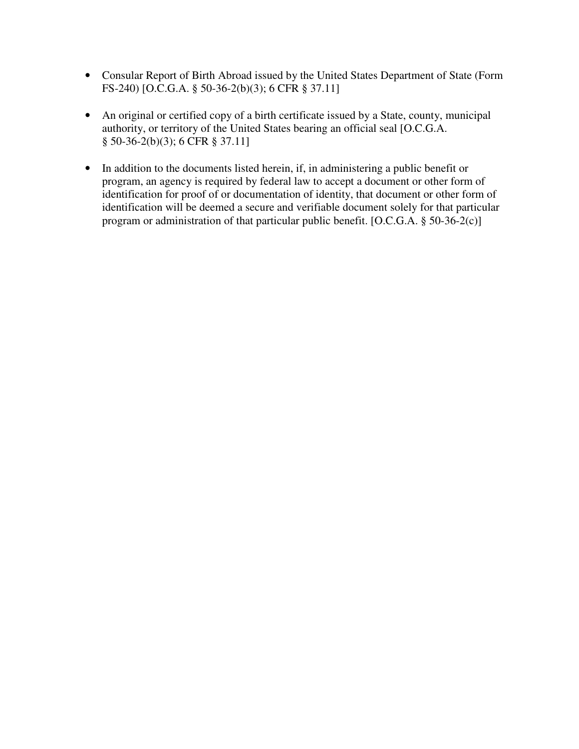- Consular Report of Birth Abroad issued by the United States Department of State (Form FS-240) [O.C.G.A. § 50-36-2(b)(3); 6 CFR § 37.11]

- An original or certified copy of a birth certificate issued by a State, county, municipal authority, or territory of the United States bearing an official seal [O.C.G.A. § 50-36-2(b)(3); 6 CFR § 37.11]

- In addition to the documents listed herein, if, in administering a public benefit or program, an agency is required by federal law to accept a document or other form of identification for proof of or documentation of identity, that document or other form of identification will be deemed a secure and verifiable document solely for that particular program or administration of that particular public benefit. [O.C.G.A. § 50-36-2(c)]